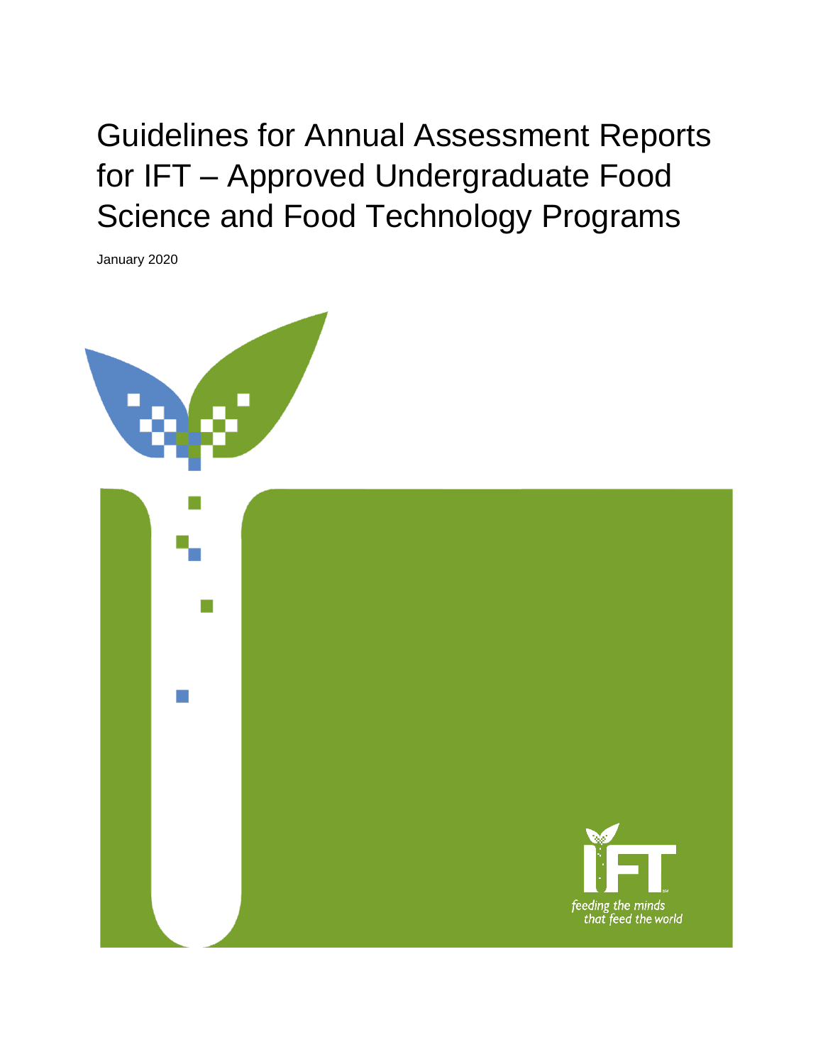# Guidelines for Annual Assessment Reports for IFT – Approved Undergraduate Food Science and Food Technology Programs

January 2020

IFT

*feeding the minds that feed the world*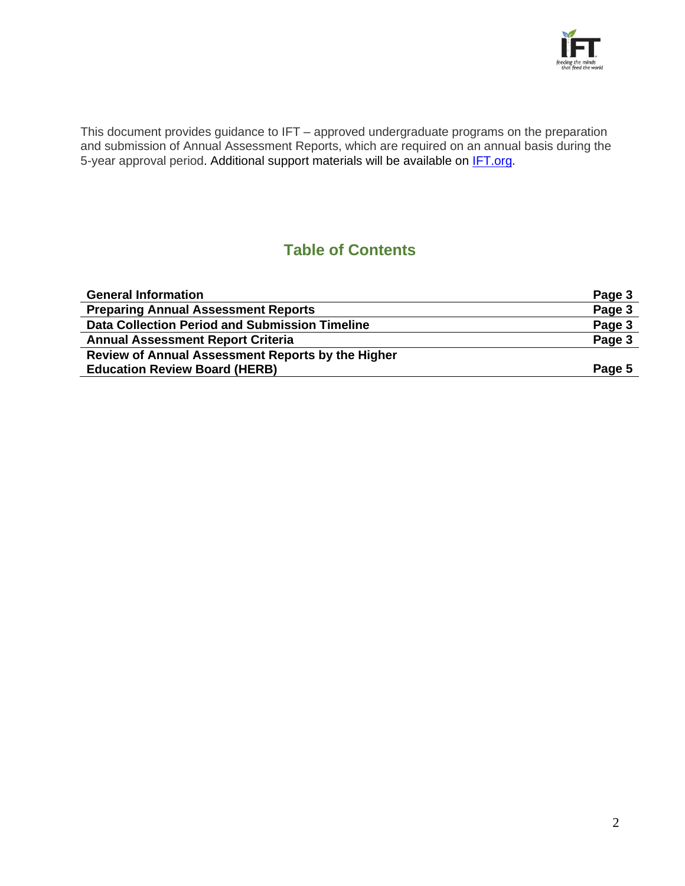This document provides guidance to IFT – approved undergraduate programs on the preparation and submission of Annual Assessment Reports, which are required on an annual basis during the 5-year approval period. Additional support materials will be available on [IFT.org](IFT.org).

## Table of Contents

| | |
|---|---|
| **General Information** | **Page 3** |
| **Preparing Annual Assessment Reports** | **Page 3** |
| **Data Collection Period and Submission Timeline** | **Page 3** |
| **Annual Assessment Report Criteria** | **Page 3** |
| **Review of Annual Assessment Reports by the Higher Education Review Board (HERB)** | **Page 5** |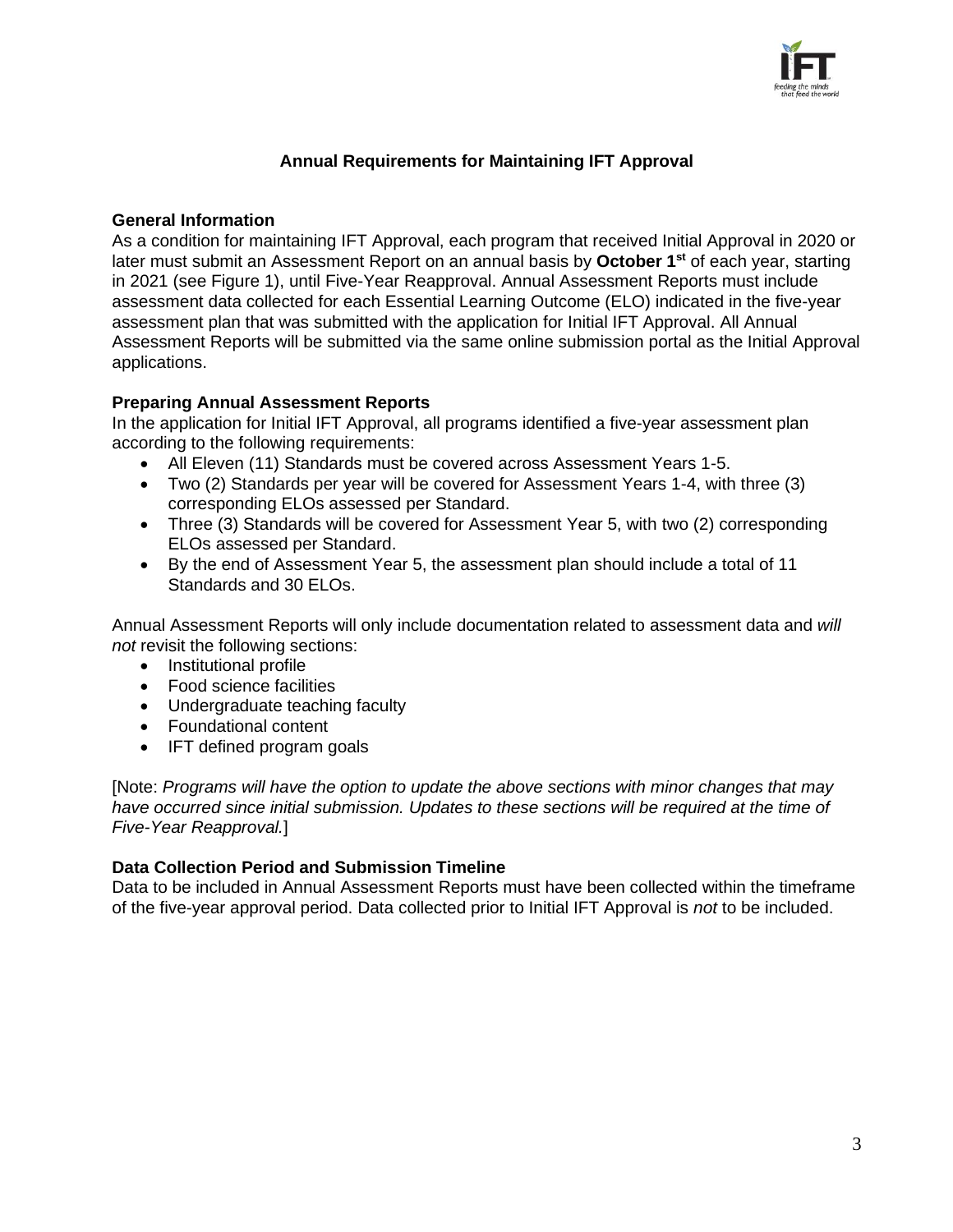## Annual Requirements for Maintaining IFT Approval

### General Information

As a condition for maintaining IFT Approval, each program that received Initial Approval in 2020 or later must submit an Assessment Report on an annual basis by **October 1st** of each year, starting in 2021 (see Figure 1), until Five-Year Reapproval. Annual Assessment Reports must include assessment data collected for each Essential Learning Outcome (ELO) indicated in the five-year assessment plan that was submitted with the application for Initial IFT Approval. All Annual Assessment Reports will be submitted via the same online submission portal as the Initial Approval applications.

### Preparing Annual Assessment Reports

In the application for Initial IFT Approval, all programs identified a five-year assessment plan according to the following requirements:

- All Eleven (11) Standards must be covered across Assessment Years 1-5.
- Two (2) Standards per year will be covered for Assessment Years 1-4, with three (3) corresponding ELOs assessed per Standard.
- Three (3) Standards will be covered for Assessment Year 5, with two (2) corresponding ELOs assessed per Standard.
- By the end of Assessment Year 5, the assessment plan should include a total of 11 Standards and 30 ELOs.

Annual Assessment Reports will only include documentation related to assessment data and *will not* revisit the following sections:

- Institutional profile
- Food science facilities
- Undergraduate teaching faculty
- Foundational content
- IFT defined program goals

[Note: *Programs will have the option to update the above sections with minor changes that may have occurred since initial submission. Updates to these sections will be required at the time of Five-Year Reapproval.*]

### Data Collection Period and Submission Timeline

Data to be included in Annual Assessment Reports must have been collected within the timeframe of the five-year approval period. Data collected prior to Initial IFT Approval is *not* to be included.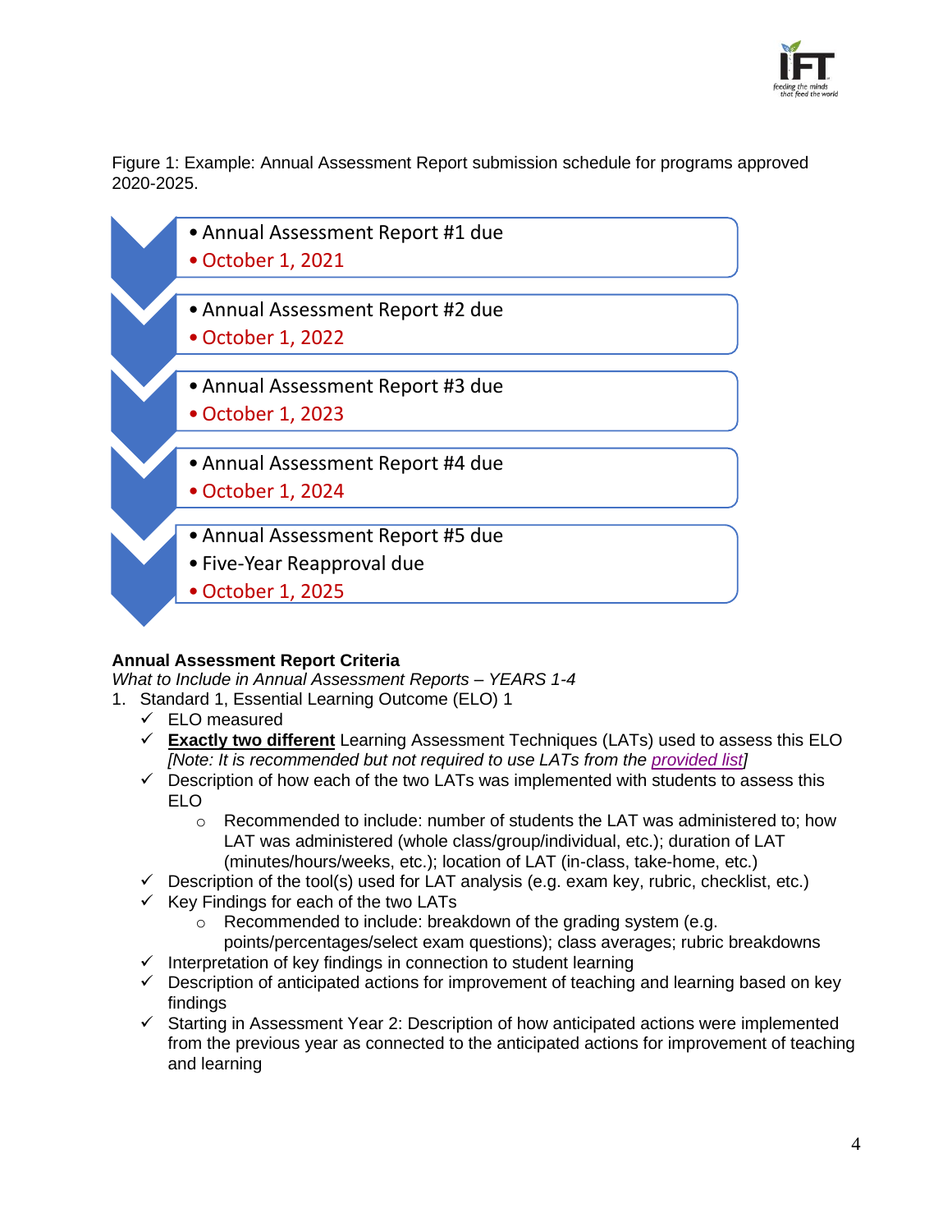Figure 1: Example: Annual Assessment Report submission schedule for programs approved 2020-2025.

- Annual Assessment Report #1 due
- October 1, 2021

- Annual Assessment Report #2 due
- October 1, 2022

- Annual Assessment Report #3 due
- October 1, 2023

- Annual Assessment Report #4 due
- October 1, 2024

- Annual Assessment Report #5 due
- Five-Year Reapproval due
- October 1, 2025

**Annual Assessment Report Criteria**

*What to Include in Annual Assessment Reports – YEARS 1-4*

1. Standard 1, Essential Learning Outcome (ELO) 1
   - ✓ ELO measured
   - ✓ **Exactly two different** Learning Assessment Techniques (LATs) used to assess this ELO *[Note: It is recommended but not required to use LATs from the provided list]*
   - ✓ Description of how each of the two LATs was implemented with students to assess this ELO
     - Recommended to include: number of students the LAT was administered to; how LAT was administered (whole class/group/individual, etc.); duration of LAT (minutes/hours/weeks, etc.); location of LAT (in-class, take-home, etc.)
   - ✓ Description of the tool(s) used for LAT analysis (e.g. exam key, rubric, checklist, etc.)
   - ✓ Key Findings for each of the two LATs
     - Recommended to include: breakdown of the grading system (e.g. points/percentages/select exam questions); class averages; rubric breakdowns
   - ✓ Interpretation of key findings in connection to student learning
   - ✓ Description of anticipated actions for improvement of teaching and learning based on key findings
   - ✓ Starting in Assessment Year 2: Description of how anticipated actions were implemented from the previous year as connected to the anticipated actions for improvement of teaching and learning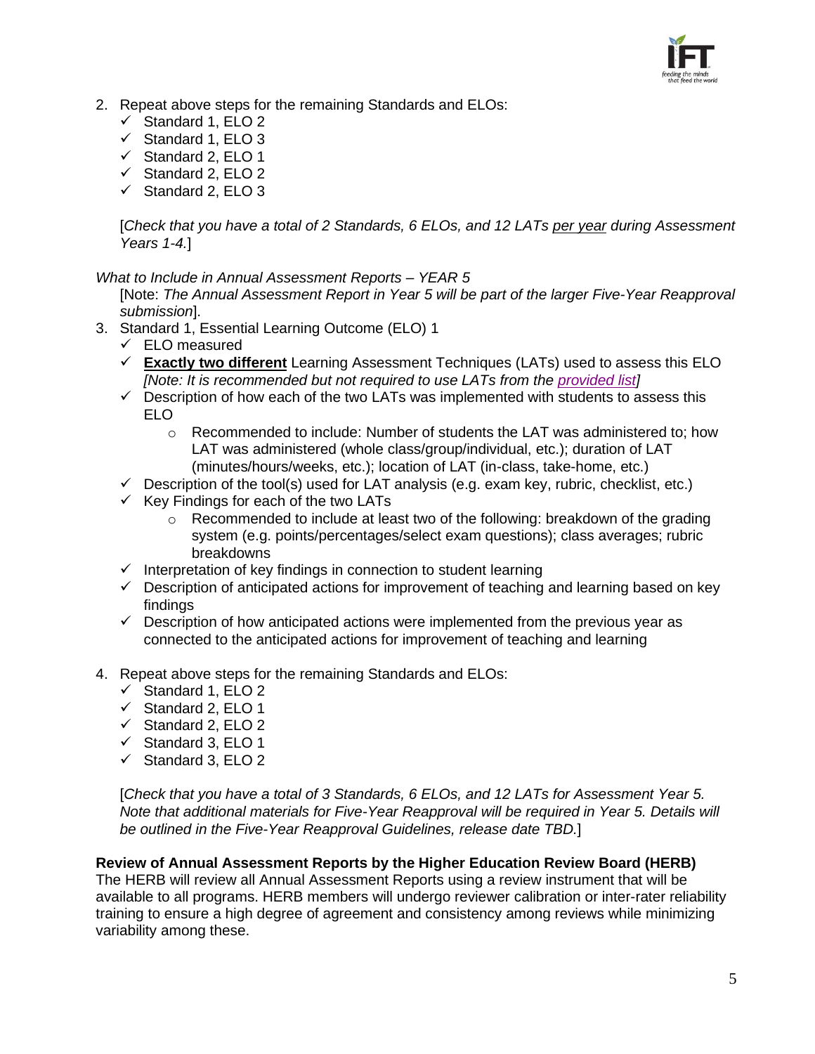2. Repeat above steps for the remaining Standards and ELOs:
   - ✓ Standard 1, ELO 2
   - ✓ Standard 1, ELO 3
   - ✓ Standard 2, ELO 1
   - ✓ Standard 2, ELO 2
   - ✓ Standard 2, ELO 3

   [*Check that you have a total of 2 Standards, 6 ELOs, and 12 LATs* per year *during Assessment Years 1-4.*]

*What to Include in Annual Assessment Reports – YEAR 5*

[Note: *The Annual Assessment Report in Year 5 will be part of the larger Five-Year Reapproval submission*].

3. Standard 1, Essential Learning Outcome (ELO) 1
   - ✓ ELO measured
   - ✓ **Exactly two different** Learning Assessment Techniques (LATs) used to assess this ELO *[Note: It is recommended but not required to use LATs from the provided list]*
   - ✓ Description of how each of the two LATs was implemented with students to assess this ELO
     - Recommended to include: Number of students the LAT was administered to; how LAT was administered (whole class/group/individual, etc.); duration of LAT (minutes/hours/weeks, etc.); location of LAT (in-class, take-home, etc.)
   - ✓ Description of the tool(s) used for LAT analysis (e.g. exam key, rubric, checklist, etc.)
   - ✓ Key Findings for each of the two LATs
     - Recommended to include at least two of the following: breakdown of the grading system (e.g. points/percentages/select exam questions); class averages; rubric breakdowns
   - ✓ Interpretation of key findings in connection to student learning
   - ✓ Description of anticipated actions for improvement of teaching and learning based on key findings
   - ✓ Description of how anticipated actions were implemented from the previous year as connected to the anticipated actions for improvement of teaching and learning

4. Repeat above steps for the remaining Standards and ELOs:
   - ✓ Standard 1, ELO 2
   - ✓ Standard 2, ELO 1
   - ✓ Standard 2, ELO 2
   - ✓ Standard 3, ELO 1
   - ✓ Standard 3, ELO 2

   [*Check that you have a total of 3 Standards, 6 ELOs, and 12 LATs for Assessment Year 5. Note that additional materials for Five-Year Reapproval will be required in Year 5. Details will be outlined in the Five-Year Reapproval Guidelines, release date TBD.*]

**Review of Annual Assessment Reports by the Higher Education Review Board (HERB)**

The HERB will review all Annual Assessment Reports using a review instrument that will be available to all programs. HERB members will undergo reviewer calibration or inter-rater reliability training to ensure a high degree of agreement and consistency among reviews while minimizing variability among these.